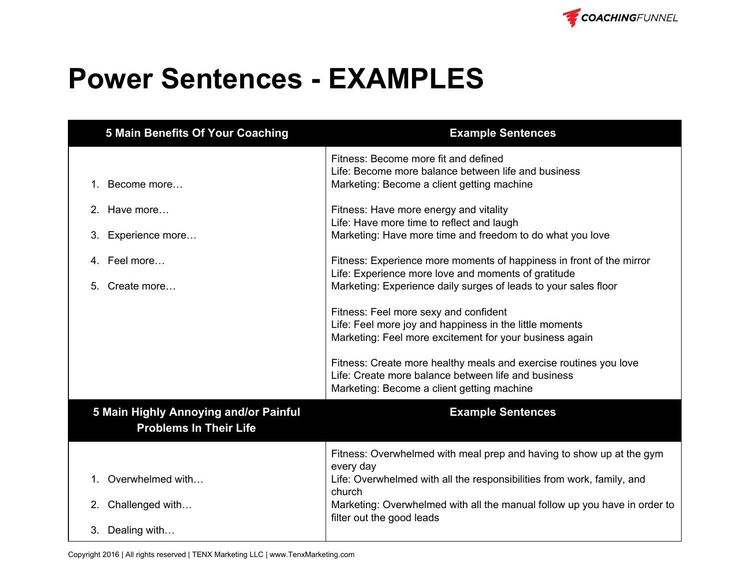# Power Sentences - EXAMPLES

| 5 Main Benefits Of Your Coaching | Example Sentences |
|---|---|
| 1. Become more… <br>2. Have more… <br>3. Experience more… <br>4. Feel more… <br>5. Create more… | Fitness: Become more fit and defined<br>Life: Become more balance between life and business<br>Marketing: Become a client getting machine<br><br>Fitness: Have more energy and vitality<br>Life: Have more time to reflect and laugh<br>Marketing: Have more time and freedom to do what you love<br><br>Fitness: Experience more moments of happiness in front of the mirror<br>Life: Experience more love and moments of gratitude<br>Marketing: Experience daily surges of leads to your sales floor<br><br>Fitness: Feel more sexy and confident<br>Life: Feel more joy and happiness in the little moments<br>Marketing: Feel more excitement for your business again<br><br>Fitness: Create more healthy meals and exercise routines you love<br>Life: Create more balance between life and business<br>Marketing: Become a client getting machine |
| **5 Main Highly Annoying and/or Painful Problems In Their Life** | **Example Sentences** |
| 1. Overwhelmed with… <br>2. Challenged with… <br>3. Dealing with… | Fitness: Overwhelmed with meal prep and having to show up at the gym every day<br>Life: Overwhelmed with all the responsibilities from work, family, and church<br>Marketing: Overwhelmed with all the manual follow up you have in order to filter out the good leads |

Copyright 2016 | All rights reserved | TENX Marketing LLC | www.TenxMarketing.com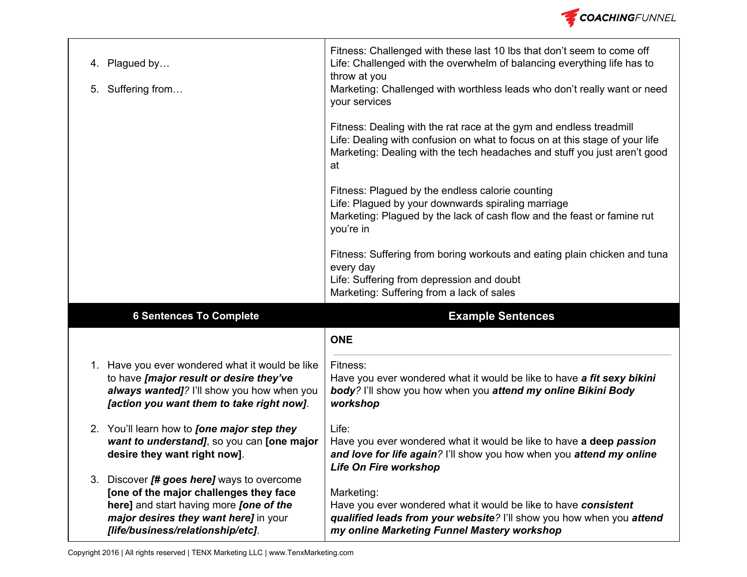| | |
|---|---|
| 4. Plagued by…<br><br>5. Suffering from… | Fitness: Challenged with these last 10 lbs that don't seem to come off<br>Life: Challenged with the overwhelm of balancing everything life has to throw at you<br>Marketing: Challenged with worthless leads who don't really want or need your services<br><br>Fitness: Dealing with the rat race at the gym and endless treadmill<br>Life: Dealing with confusion on what to focus on at this stage of your life<br>Marketing: Dealing with the tech headaches and stuff you just aren't good at<br><br>Fitness: Plagued by the endless calorie counting<br>Life: Plagued by your downwards spiraling marriage<br>Marketing: Plagued by the lack of cash flow and the feast or famine rut you're in<br><br>Fitness: Suffering from boring workouts and eating plain chicken and tuna every day<br>Life: Suffering from depression and doubt<br>Marketing: Suffering from a lack of sales |

| 6 Sentences To Complete | Example Sentences |
|---|---|
| 1. Have you ever wondered what it would be like to have ***[major result or desire they've always wanted]****?* I'll show you how when you ***[action you want them to take right now]***.<br><br>2. You'll learn how to ***[one major step they want to understand]***, so you can **[one major desire they want right now]**.<br><br>3. Discover ***[# goes here]*** ways to overcome **[one of the major challenges they face here]** and start having more ***[one of the major desires they want here]*** in your ***[life/business/relationship/etc]***. | **ONE**<br><br>Fitness:<br>Have you ever wondered what it would be like to have ***a fit sexy bikini body****?* I'll show you how when you ***attend my online Bikini Body workshop***<br><br>Life:<br>Have you ever wondered what it would be like to have **a deep *passion and love for life again***? I'll show you how when you ***attend my online Life On Fire workshop***<br><br>Marketing:<br>Have you ever wondered what it would be like to have ***consistent qualified leads from your website****?* I'll show you how when you ***attend my online Marketing Funnel Mastery workshop*** |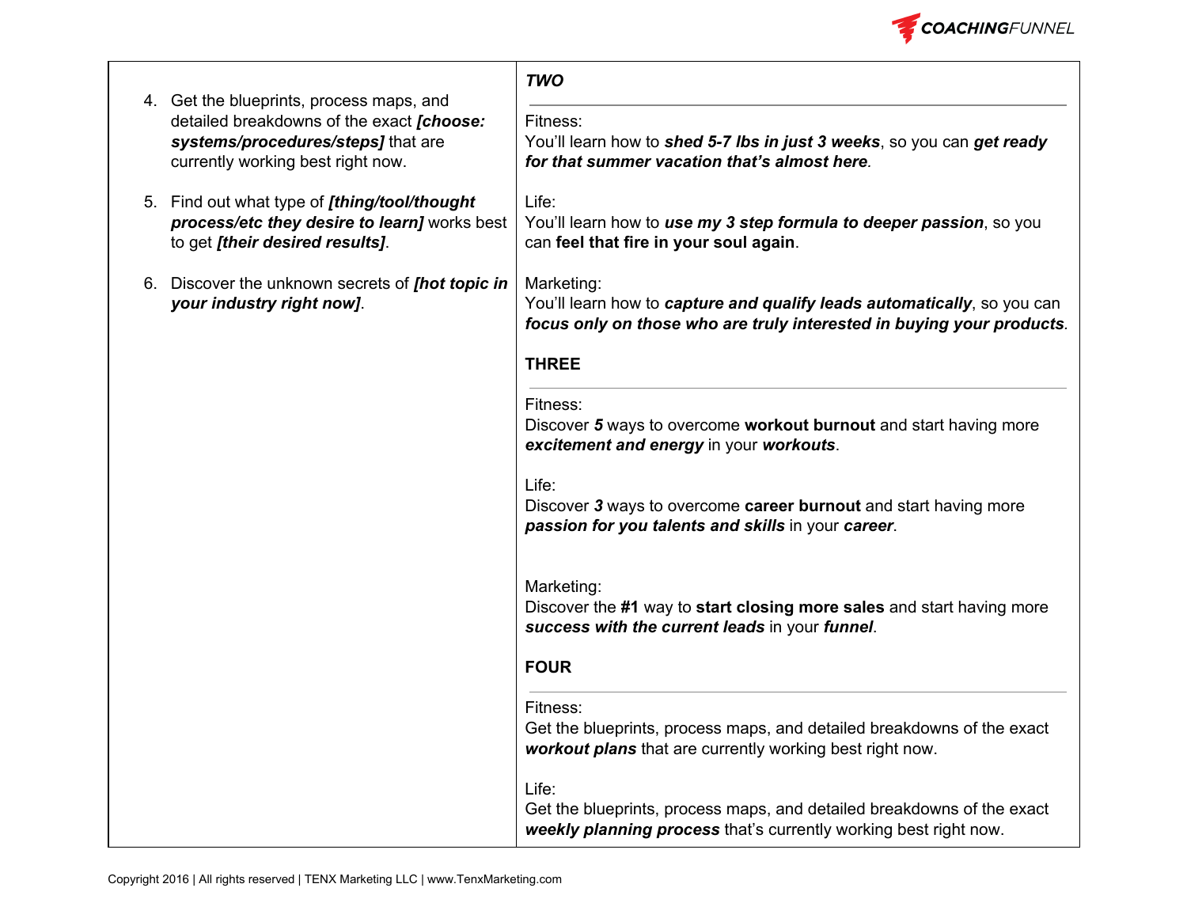| | |
|---|---|
| 4. Get the blueprints, process maps, and detailed breakdowns of the exact ***[choose: systems/procedures/steps]*** that are currently working best right now.<br><br>5. Find out what type of ***[thing/tool/thought process/etc they desire to learn]*** works best to get ***[their desired results]***.<br><br>6. Discover the unknown secrets of ***[hot topic in your industry right now]***. | ***TWO***<br><br>Fitness:<br>You'll learn how to ***shed 5-7 lbs in just 3 weeks***, so you can ***get ready for that summer vacation that's almost here***.<br><br>Life:<br>You'll learn how to ***use my 3 step formula to deeper passion***, so you can **feel that fire in your soul again**.<br><br>Marketing:<br>You'll learn how to ***capture and qualify leads automatically***, so you can ***focus only on those who are truly interested in buying your products***.<br><br>**THREE**<br><br>Fitness:<br>Discover ***5*** ways to overcome **workout burnout** and start having more ***excitement and energy*** in your ***workouts***.<br><br>Life:<br>Discover ***3*** ways to overcome **career burnout** and start having more ***passion for you talents and skills*** in your ***career***.<br><br>Marketing:<br>Discover the **#1** way to **start closing more sales** and start having more ***success with the current leads*** in your ***funnel***.<br><br>**FOUR**<br><br>Fitness:<br>Get the blueprints, process maps, and detailed breakdowns of the exact ***workout plans*** that are currently working best right now.<br><br>Life:<br>Get the blueprints, process maps, and detailed breakdowns of the exact ***weekly planning process*** that's currently working best right now. |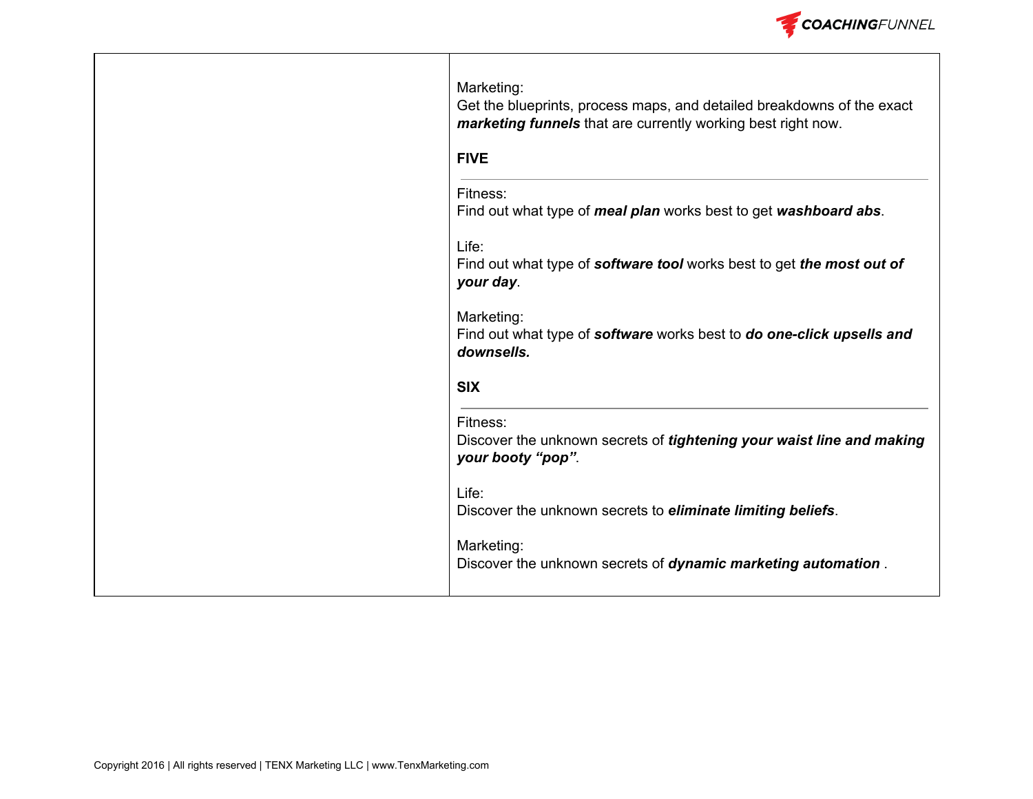| | |
|---|---|
| | Marketing:<br>Get the blueprints, process maps, and detailed breakdowns of the exact ***marketing funnels*** that are currently working best right now.<br><br>**FIVE**<br><br>---<br><br>Fitness:<br>Find out what type of ***meal plan*** works best to get ***washboard abs***.<br><br>Life:<br>Find out what type of ***software tool*** works best to get ***the most out of your day***.<br><br>Marketing:<br>Find out what type of ***software*** works best to ***do one-click upsells and downsells.***<br><br>**SIX**<br><br>---<br><br>Fitness:<br>Discover the unknown secrets of ***tightening your waist line and making your booty "pop"***.<br><br>Life:<br>Discover the unknown secrets to ***eliminate limiting beliefs***.<br><br>Marketing:<br>Discover the unknown secrets of ***dynamic marketing automation*** . |

Copyright 2016 | All rights reserved | TENX Marketing LLC | www.TenxMarketing.com